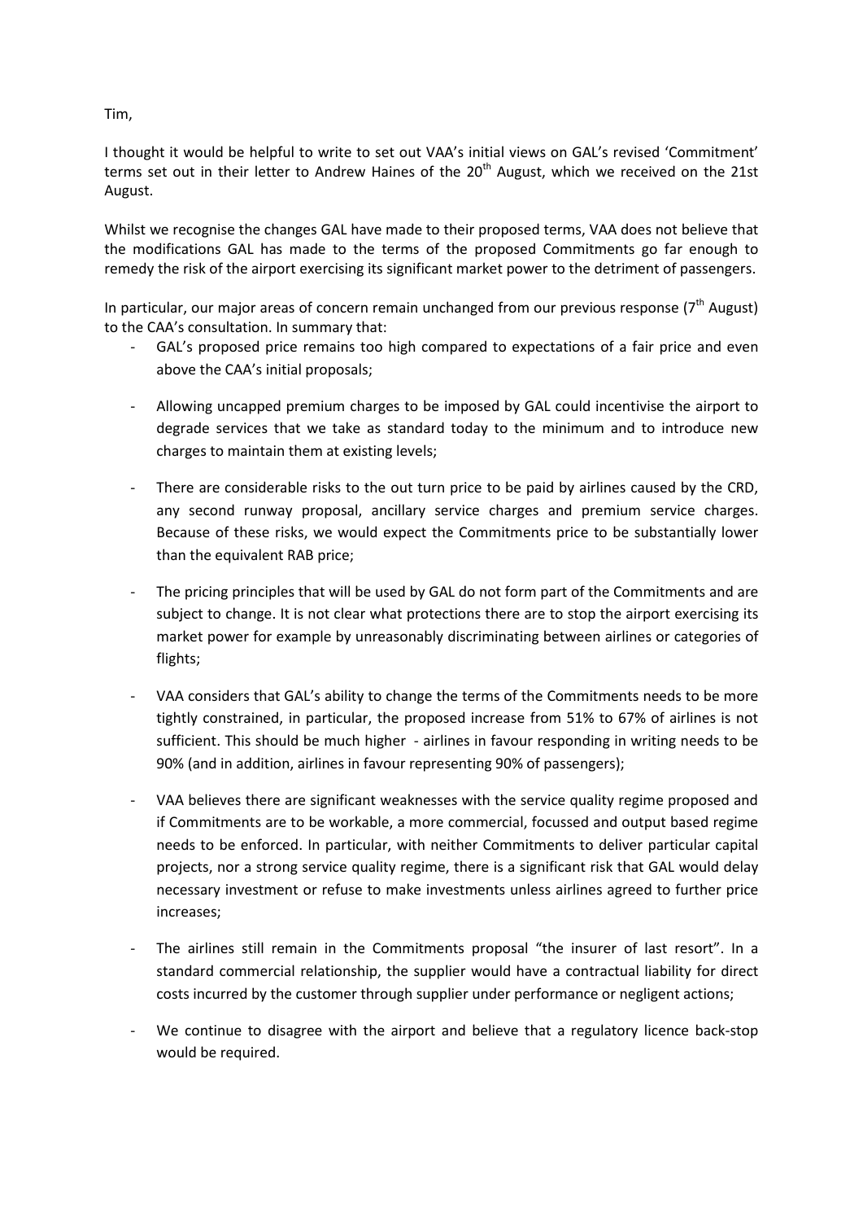Tim,

I thought it would be helpful to write to set out VAA's initial views on GAL's revised 'Commitment' terms set out in their letter to Andrew Haines of the 20th August, which we received on the 21st August.

Whilst we recognise the changes GAL have made to their proposed terms, VAA does not believe that the modifications GAL has made to the terms of the proposed Commitments go far enough to remedy the risk of the airport exercising its significant market power to the detriment of passengers.

In particular, our major areas of concern remain unchanged from our previous response (7th August) to the CAA's consultation. In summary that:

- GAL's proposed price remains too high compared to expectations of a fair price and even above the CAA's initial proposals;
- Allowing uncapped premium charges to be imposed by GAL could incentivise the airport to degrade services that we take as standard today to the minimum and to introduce new charges to maintain them at existing levels;
- There are considerable risks to the out turn price to be paid by airlines caused by the CRD, any second runway proposal, ancillary service charges and premium service charges. Because of these risks, we would expect the Commitments price to be substantially lower than the equivalent RAB price;
- The pricing principles that will be used by GAL do not form part of the Commitments and are subject to change. It is not clear what protections there are to stop the airport exercising its market power for example by unreasonably discriminating between airlines or categories of flights;
- VAA considers that GAL's ability to change the terms of the Commitments needs to be more tightly constrained, in particular, the proposed increase from 51% to 67% of airlines is not sufficient. This should be much higher - airlines in favour responding in writing needs to be 90% (and in addition, airlines in favour representing 90% of passengers);
- VAA believes there are significant weaknesses with the service quality regime proposed and if Commitments are to be workable, a more commercial, focussed and output based regime needs to be enforced. In particular, with neither Commitments to deliver particular capital projects, nor a strong service quality regime, there is a significant risk that GAL would delay necessary investment or refuse to make investments unless airlines agreed to further price increases;
- The airlines still remain in the Commitments proposal "the insurer of last resort". In a standard commercial relationship, the supplier would have a contractual liability for direct costs incurred by the customer through supplier under performance or negligent actions;
- We continue to disagree with the airport and believe that a regulatory licence back-stop would be required.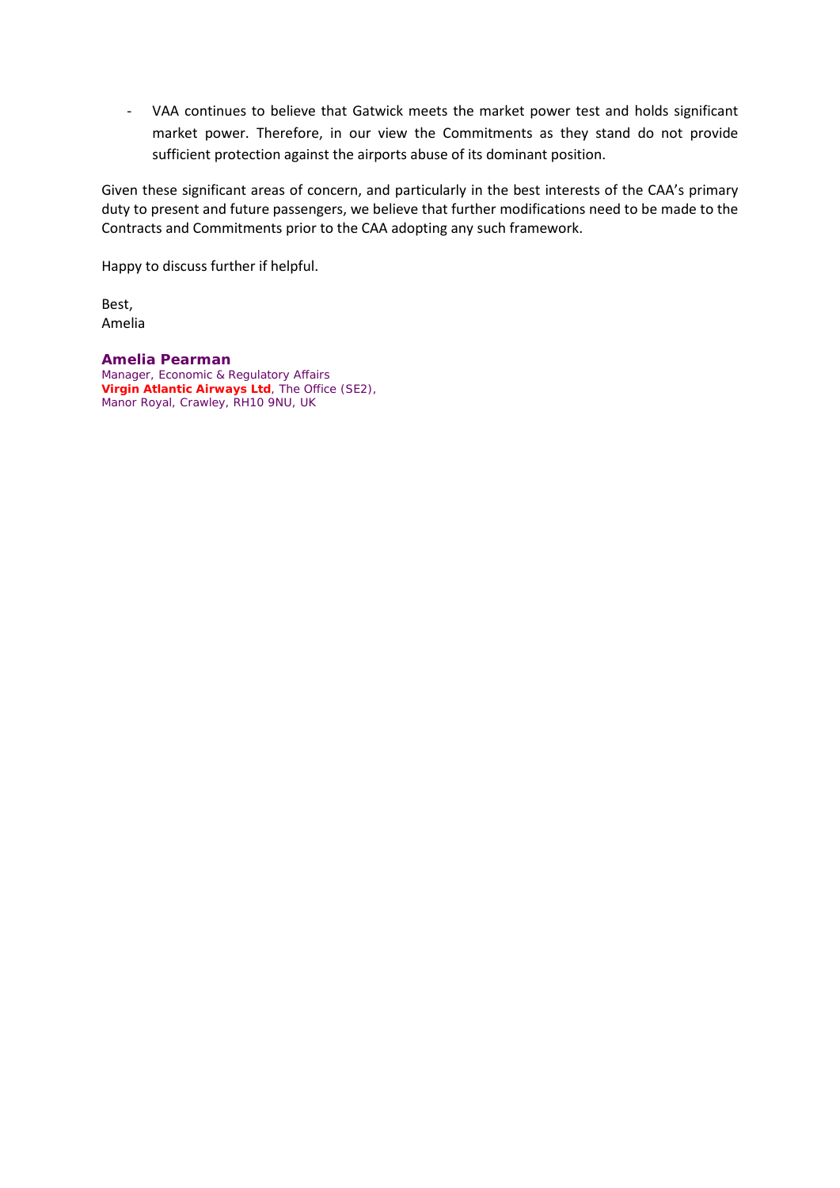- VAA continues to believe that Gatwick meets the market power test and holds significant market power. Therefore, in our view the Commitments as they stand do not provide sufficient protection against the airports abuse of its dominant position.

Given these significant areas of concern, and particularly in the best interests of the CAA's primary duty to present and future passengers, we believe that further modifications need to be made to the Contracts and Commitments prior to the CAA adopting any such framework.

Happy to discuss further if helpful.

Best,
Amelia

**Amelia Pearman**
Manager, Economic & Regulatory Affairs
**Virgin Atlantic Airways Ltd**, The Office (SE2),
Manor Royal, Crawley, RH10 9NU, UK